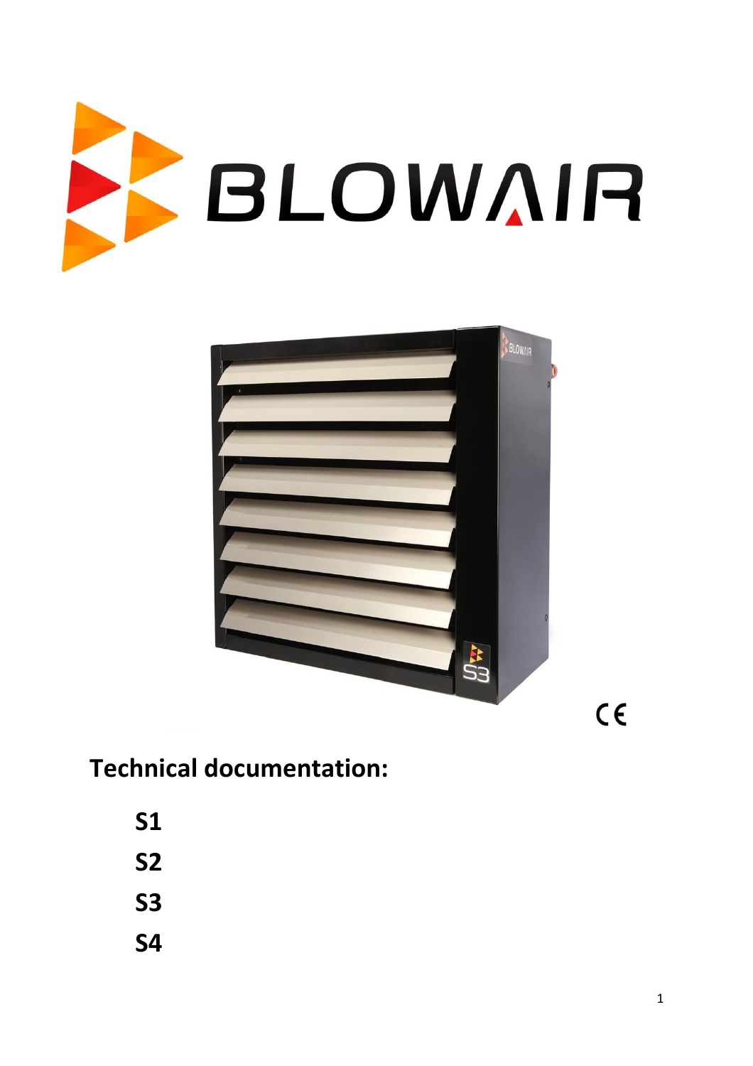# BLOWAIR

CE

## Technical documentation:

**S1**

**S2**

**S3**

**S4**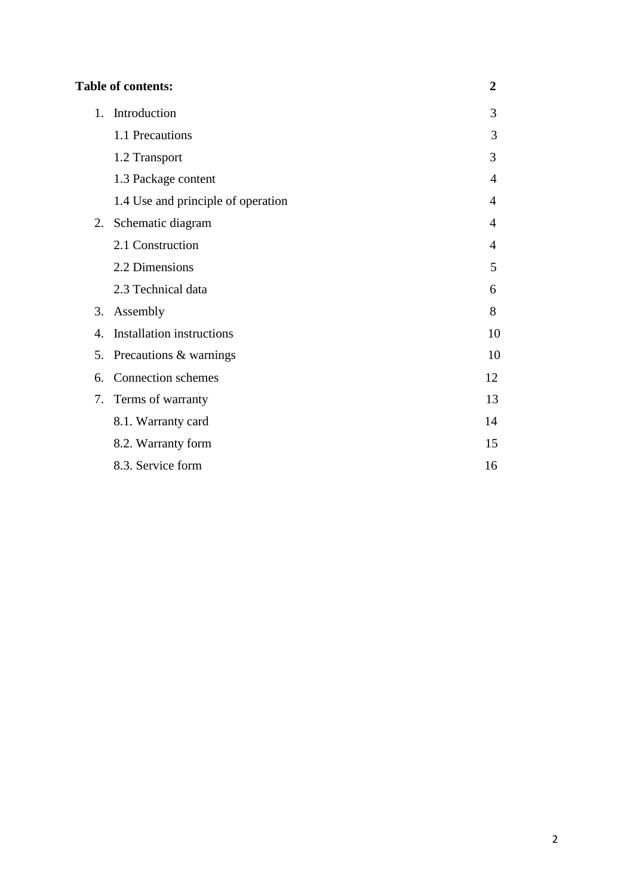**Table of contents: 2**

| | |
|---|---|
| 1. Introduction | 3 |
| 1.1 Precautions | 3 |
| 1.2 Transport | 3 |
| 1.3 Package content | 4 |
| 1.4 Use and principle of operation | 4 |
| 2. Schematic diagram | 4 |
| 2.1 Construction | 4 |
| 2.2 Dimensions | 5 |
| 2.3 Technical data | 6 |
| 3. Assembly | 8 |
| 4. Installation instructions | 10 |
| 5. Precautions & warnings | 10 |
| 6. Connection schemes | 12 |
| 7. Terms of warranty | 13 |
| 8.1. Warranty card | 14 |
| 8.2. Warranty form | 15 |
| 8.3. Service form | 16 |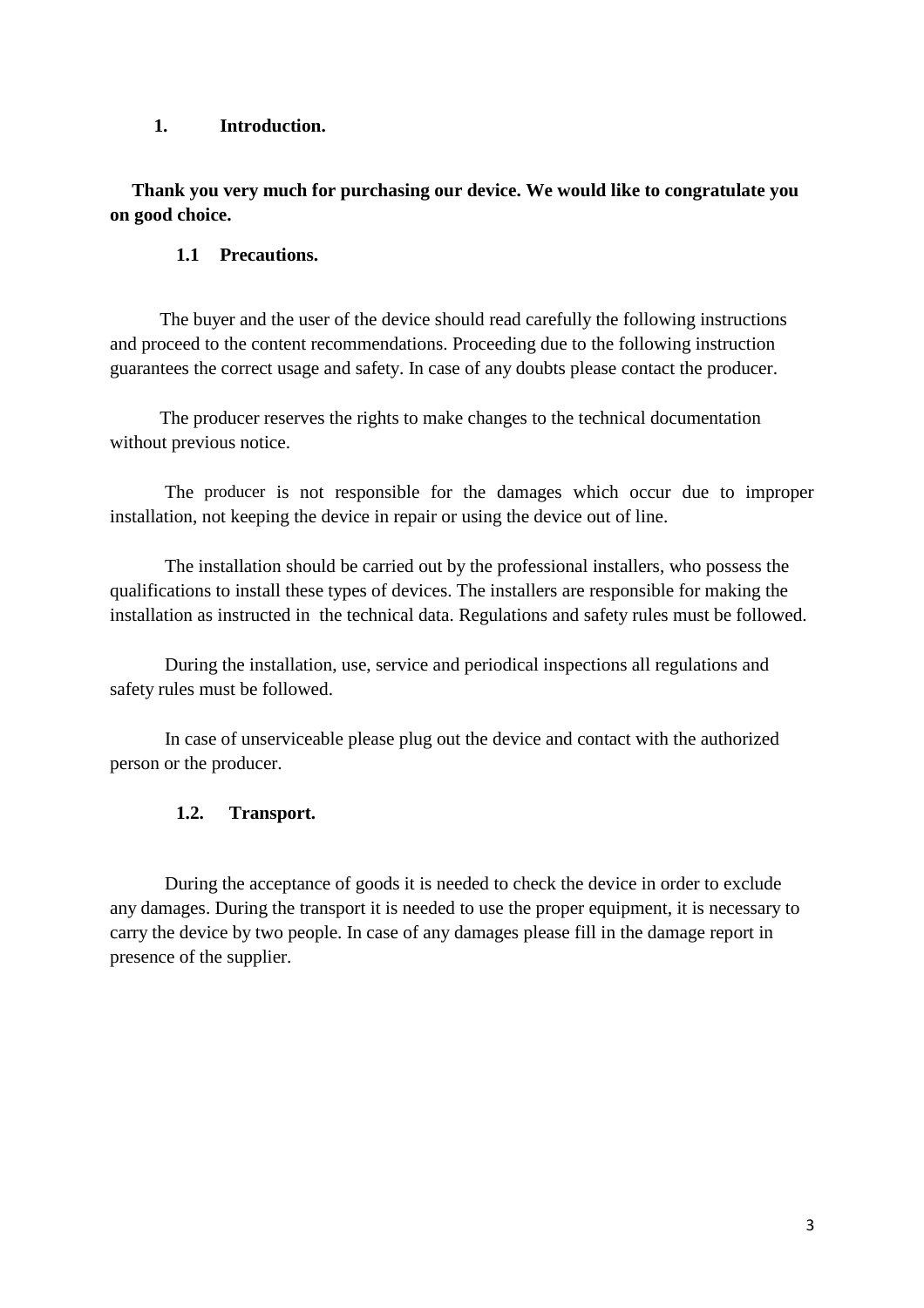# 1. Introduction.

**Thank you very much for purchasing our device. We would like to congratulate you on good choice.**

## 1.1 Precautions.

The buyer and the user of the device should read carefully the following instructions and proceed to the content recommendations. Proceeding due to the following instruction guarantees the correct usage and safety. In case of any doubts please contact the producer.

The producer reserves the rights to make changes to the technical documentation without previous notice.

The producer is not responsible for the damages which occur due to improper installation, not keeping the device in repair or using the device out of line.

The installation should be carried out by the professional installers, who possess the qualifications to install these types of devices. The installers are responsible for making the installation as instructed in the technical data. Regulations and safety rules must be followed.

During the installation, use, service and periodical inspections all regulations and safety rules must be followed.

In case of unserviceable please plug out the device and contact with the authorized person or the producer.

## 1.2. Transport.

During the acceptance of goods it is needed to check the device in order to exclude any damages. During the transport it is needed to use the proper equipment, it is necessary to carry the device by two people. In case of any damages please fill in the damage report in presence of the supplier.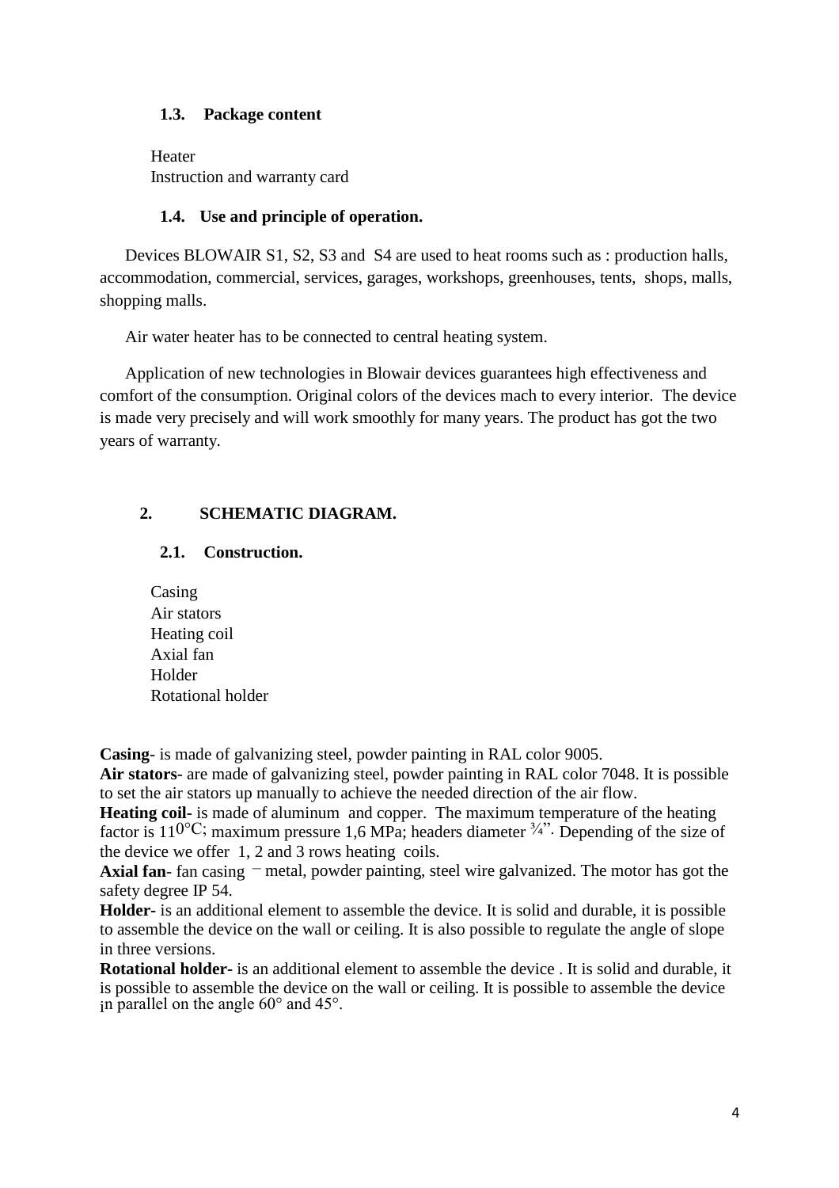### 1.3. Package content

Heater
Instruction and warranty card

### 1.4. Use and principle of operation.

Devices BLOWAIR S1, S2, S3 and S4 are used to heat rooms such as : production halls, accommodation, commercial, services, garages, workshops, greenhouses, tents, shops, malls, shopping malls.

Air water heater has to be connected to central heating system.

Application of new technologies in Blowair devices guarantees high effectiveness and comfort of the consumption. Original colors of the devices mach to every interior. The device is made very precisely and will work smoothly for many years. The product has got the two years of warranty.

## 2. SCHEMATIC DIAGRAM.

### 2.1. Construction.

Casing
Air stators
Heating coil
Axial fan
Holder
Rotational holder

**Casing**- is made of galvanizing steel, powder painting in RAL color 9005.
**Air stators**- are made of galvanizing steel, powder painting in RAL color 7048. It is possible to set the air stators up manually to achieve the needed direction of the air flow.
**Heating coil-** is made of aluminum and copper. The maximum temperature of the heating factor is 110°C; maximum pressure 1,6 MPa; headers diameter ¾". Depending of the size of the device we offer 1, 2 and 3 rows heating coils.
**Axial fan**- fan casing – metal, powder painting, steel wire galvanized. The motor has got the safety degree IP 54.
**Holder-** is an additional element to assemble the device. It is solid and durable, it is possible to assemble the device on the wall or ceiling. It is also possible to regulate the angle of slope in three versions.
**Rotational holder-** is an additional element to assemble the device . It is solid and durable, it is possible to assemble the device on the wall or ceiling. It is possible to assemble the device in parallel on the angle 60° and 45°.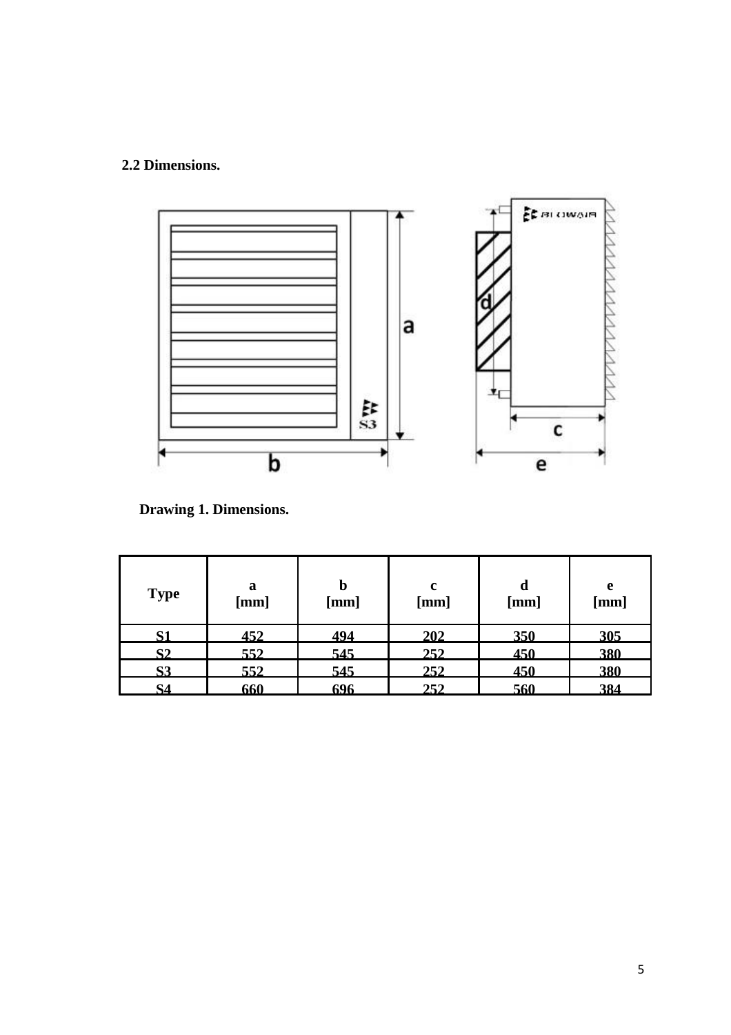**2.2 Dimensions.**

**Drawing 1. Dimensions.**

| Type | a [mm] | b [mm] | c [mm] | d [mm] | e [mm] |
|---|---|---|---|---|---|
| S1 | 452 | 494 | 202 | 350 | 305 |
| S2 | 552 | 545 | 252 | 450 | 380 |
| S3 | 552 | 545 | 252 | 450 | 380 |
| S4 | 660 | 696 | 252 | 560 | 384 |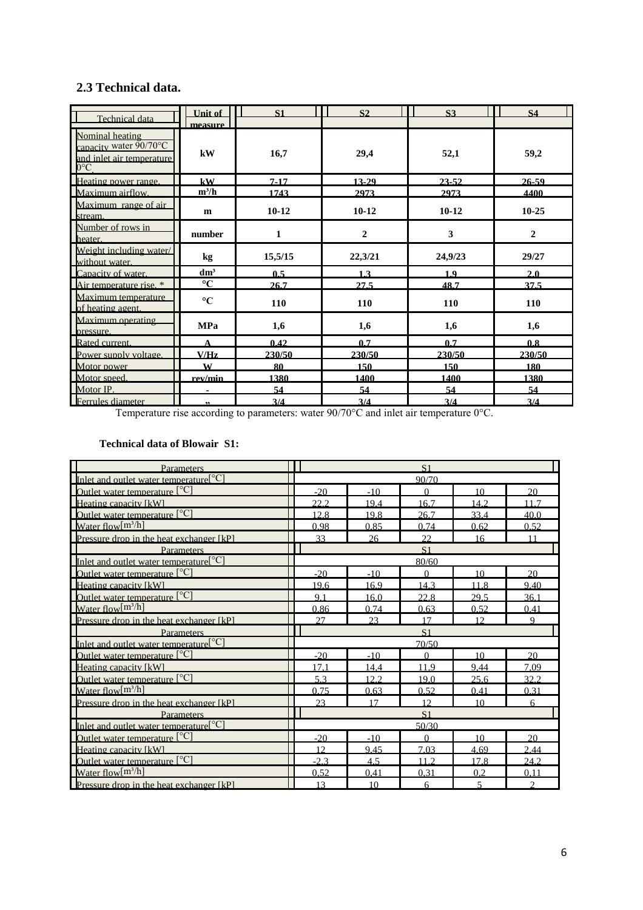## 2.3 Technical data.

| Technical data | Unit of measure | S1 | S2 | S3 | S4 |
|---|---|---|---|---|---|
| Nominal heating capacity water 90/70°C and inlet air temperature 0°C. | kW | 16,7 | 29,4 | 52,1 | 59,2 |
| Heating power range. | kW | 7-17 | 13-29 | 23-52 | 26-59 |
| Maximum airflow. | m³/h | 1743 | 2973 | 2973 | 4400 |
| Maximum range of air stream. | m | 10-12 | 10-12 | 10-12 | 10-25 |
| Number of rows in heater. | number | 1 | 2 | 3 | 2 |
| Weight including water/ without water. | kg | 15,5/15 | 22,3/21 | 24,9/23 | 29/27 |
| Capacity of water. | dm³ | 0,5 | 1,3 | 1,9 | 2,0 |
| Air temperature rise. * | °C | 26,7 | 27,5 | 48,7 | 37,5 |
| Maximum temperature of heating agent. | °C | 110 | 110 | 110 | 110 |
| Maximum operating pressure. | MPa | 1,6 | 1,6 | 1,6 | 1,6 |
| Rated current. | A | 0,42 | 0,7 | 0,7 | 0,8 |
| Power supply voltage. | V/Hz | 230/50 | 230/50 | 230/50 | 230/50 |
| Motor power | W | 80 | 150 | 150 | 180 |
| Motor speed. | rev/min | 1380 | 1400 | 1400 | 1380 |
| Motor IP. | - | 54 | 54 | 54 | 54 |
| Ferrules diameter | " | 3/4 | 3/4 | 3/4 | 3/4 |

Temperature rise according to parameters: water 90/70°C and inlet air temperature 0°C.

### Technical data of Blowair S1:

| Parameters | S1 | | | | |
|---|---|---|---|---|---|
| Inlet and outlet water temperature[°C] | 90/70 | | | | |
| Outlet water temperature [°C] | -20 | -10 | 0 | 10 | 20 |
| Heating capacity [kW] | 22,2 | 19,4 | 16,7 | 14,2 | 11,7 |
| Outlet water temperature [°C] | 12,8 | 19,8 | 26,7 | 33,4 | 40,0 |
| Water flow[m³/h] | 0,98 | 0,85 | 0,74 | 0,62 | 0,52 |
| Pressure drop in the heat exchanger [kP] | 33 | 26 | 22 | 16 | 11 |
| **Parameters** | **S1** | | | | |
| Inlet and outlet water temperature[°C] | 80/60 | | | | |
| Outlet water temperature [°C] | -20 | -10 | 0 | 10 | 20 |
| Heating capacity [kW] | 19,6 | 16,9 | 14,3 | 11,8 | 9,40 |
| Outlet water temperature [°C] | 9,1 | 16,0 | 22,8 | 29,5 | 36,1 |
| Water flow[m³/h] | 0,86 | 0,74 | 0,63 | 0,52 | 0,41 |
| Pressure drop in the heat exchanger [kP] | 27 | 23 | 17 | 12 | 9 |
| **Parameters** | **S1** | | | | |
| Inlet and outlet water temperature[°C] | 70/50 | | | | |
| Outlet water temperature [°C] | -20 | -10 | 0 | 10 | 20 |
| Heating capacity [kW] | 17,1 | 14,4 | 11,9 | 9,44 | 7,09 |
| Outlet water temperature [°C] | 5,3 | 12,2 | 19,0 | 25,6 | 32,2 |
| Water flow[m³/h] | 0,75 | 0,63 | 0,52 | 0,41 | 0,31 |
| Pressure drop in the heat exchanger [kP] | 23 | 17 | 12 | 10 | 6 |
| **Parameters** | **S1** | | | | |
| Inlet and outlet water temperature[°C] | 50/30 | | | | |
| Outlet water temperature [°C] | -20 | -10 | 0 | 10 | 20 |
| Heating capacity [kW] | 12 | 9,45 | 7,03 | 4,69 | 2,44 |
| Outlet water temperature [°C] | -2,3 | 4,5 | 11,2 | 17,8 | 24,2 |
| Water flow[m³/h] | 0,52 | 0,41 | 0,31 | 0,2 | 0,11 |
| Pressure drop in the heat exchanger [kP] | 13 | 10 | 6 | 5 | 2 |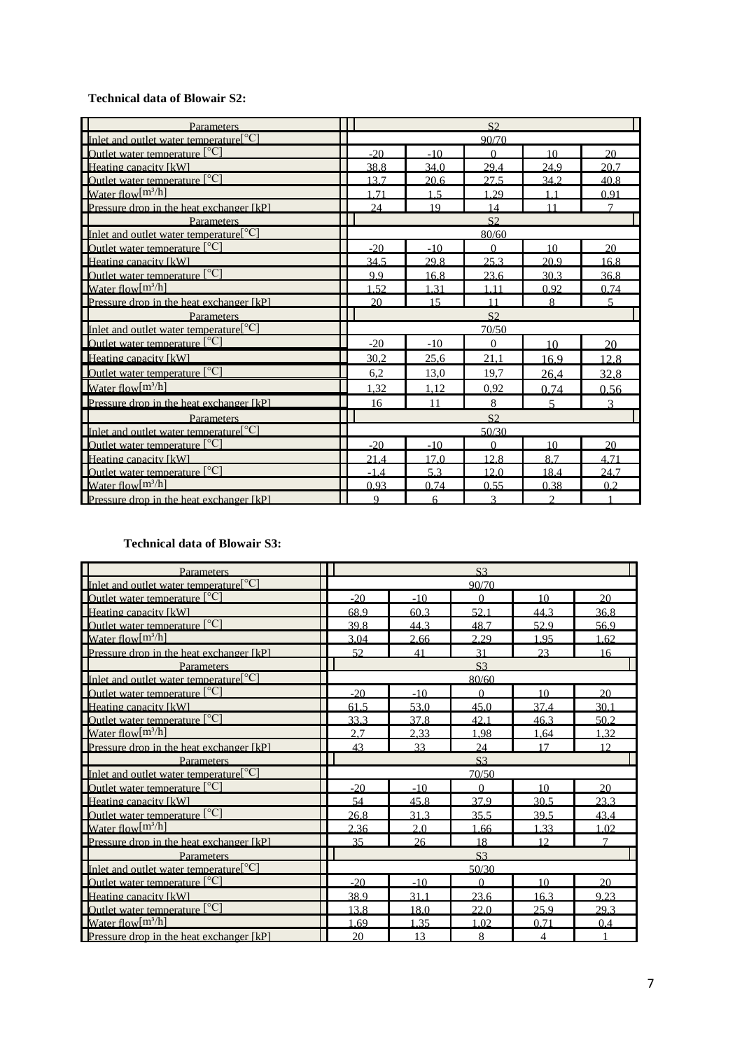**Technical data of Blowair S2:**

| Parameters | S2 | | | | |
|---|---|---|---|---|---|
| Inlet and outlet water temperature[°C] | 90/70 | | | | |
| Outlet water temperature [°C] | -20 | -10 | 0 | 10 | 20 |
| Heating capacity [kW] | 38,8 | 34,0 | 29,4 | 24,9 | 20,7 |
| Outlet water temperature [°C] | 13,7 | 20,6 | 27,5 | 34,2 | 40,8 |
| Water flow[m³/h] | 1,71 | 1,5 | 1,29 | 1,1 | 0,91 |
| Pressure drop in the heat exchanger [kP] | 24 | 19 | 14 | 11 | 7 |
| Parameters | S2 | | | | |
| Inlet and outlet water temperature[°C] | 80/60 | | | | |
| Outlet water temperature [°C] | -20 | -10 | 0 | 10 | 20 |
| Heating capacity [kW] | 34,5 | 29,8 | 25,3 | 20,9 | 16,8 |
| Outlet water temperature [°C] | 9,9 | 16,8 | 23,6 | 30,3 | 36,8 |
| Water flow[m³/h] | 1,52 | 1,31 | 1,11 | 0,92 | 0,74 |
| Pressure drop in the heat exchanger [kP] | 20 | 15 | 11 | 8 | 5 |
| Parameters | S2 | | | | |
| Inlet and outlet water temperature[°C] | 70/50 | | | | |
| Outlet water temperature [°C] | -20 | -10 | 0 | 10 | 20 |
| Heating capacity [kW] | 30,2 | 25,6 | 21,1 | 16,9 | 12,8 |
| Outlet water temperature [°C] | 6,2 | 13,0 | 19,7 | 26,4 | 32,8 |
| Water flow[m³/h] | 1,32 | 1,12 | 0,92 | 0,74 | 0,56 |
| Pressure drop in the heat exchanger [kP] | 16 | 11 | 8 | 5 | 3 |
| Parameters | S2 | | | | |
| Inlet and outlet water temperature[°C] | 50/30 | | | | |
| Outlet water temperature [°C] | -20 | -10 | 0 | 10 | 20 |
| Heating capacity [kW] | 21,4 | 17,0 | 12,8 | 8,7 | 4,71 |
| Outlet water temperature [°C] | -1,4 | 5,3 | 12,0 | 18,4 | 24,7 |
| Water flow[m³/h] | 0,93 | 0,74 | 0,55 | 0,38 | 0,2 |
| Pressure drop in the heat exchanger [kP] | 9 | 6 | 3 | 2 | 1 |

**Technical data of Blowair S3:**

| Parameters | S3 | | | | |
|---|---|---|---|---|---|
| Inlet and outlet water temperature[°C] | 90/70 | | | | |
| Outlet water temperature [°C] | -20 | -10 | 0 | 10 | 20 |
| Heating capacity [kW] | 68,9 | 60,3 | 52,1 | 44,3 | 36,8 |
| Outlet water temperature [°C] | 39,8 | 44,3 | 48,7 | 52,9 | 56,9 |
| Water flow[m³/h] | 3,04 | 2,66 | 2,29 | 1,95 | 1,62 |
| Pressure drop in the heat exchanger [kP] | 52 | 41 | 31 | 23 | 16 |
| Parameters | S3 | | | | |
| Inlet and outlet water temperature[°C] | 80/60 | | | | |
| Outlet water temperature [°C] | -20 | -10 | 0 | 10 | 20 |
| Heating capacity [kW] | 61,5 | 53,0 | 45,0 | 37,4 | 30,1 |
| Outlet water temperature [°C] | 33,3 | 37,8 | 42,1 | 46,3 | 50,2 |
| Water flow[m³/h] | 2,7 | 2,33 | 1,98 | 1,64 | 1,32 |
| Pressure drop in the heat exchanger [kP] | 43 | 33 | 24 | 17 | 12 |
| Parameters | S3 | | | | |
| Inlet and outlet water temperature[°C] | 70/50 | | | | |
| Outlet water temperature [°C] | -20 | -10 | 0 | 10 | 20 |
| Heating capacity [kW] | 54 | 45,8 | 37,9 | 30,5 | 23,3 |
| Outlet water temperature [°C] | 26,8 | 31,3 | 35,5 | 39,5 | 43,4 |
| Water flow[m³/h] | 2,36 | 2,0 | 1,66 | 1,33 | 1,02 |
| Pressure drop in the heat exchanger [kP] | 35 | 26 | 18 | 12 | 7 |
| Parameters | S3 | | | | |
| Inlet and outlet water temperature[°C] | 50/30 | | | | |
| Outlet water temperature [°C] | -20 | -10 | 0 | 10 | 20 |
| Heating capacity [kW] | 38,9 | 31,1 | 23,6 | 16,3 | 9,23 |
| Outlet water temperature [°C] | 13,8 | 18,0 | 22,0 | 25,9 | 29,3 |
| Water flow[m³/h] | 1,69 | 1,35 | 1,02 | 0,71 | 0,4 |
| Pressure drop in the heat exchanger [kP] | 20 | 13 | 8 | 4 | 1 |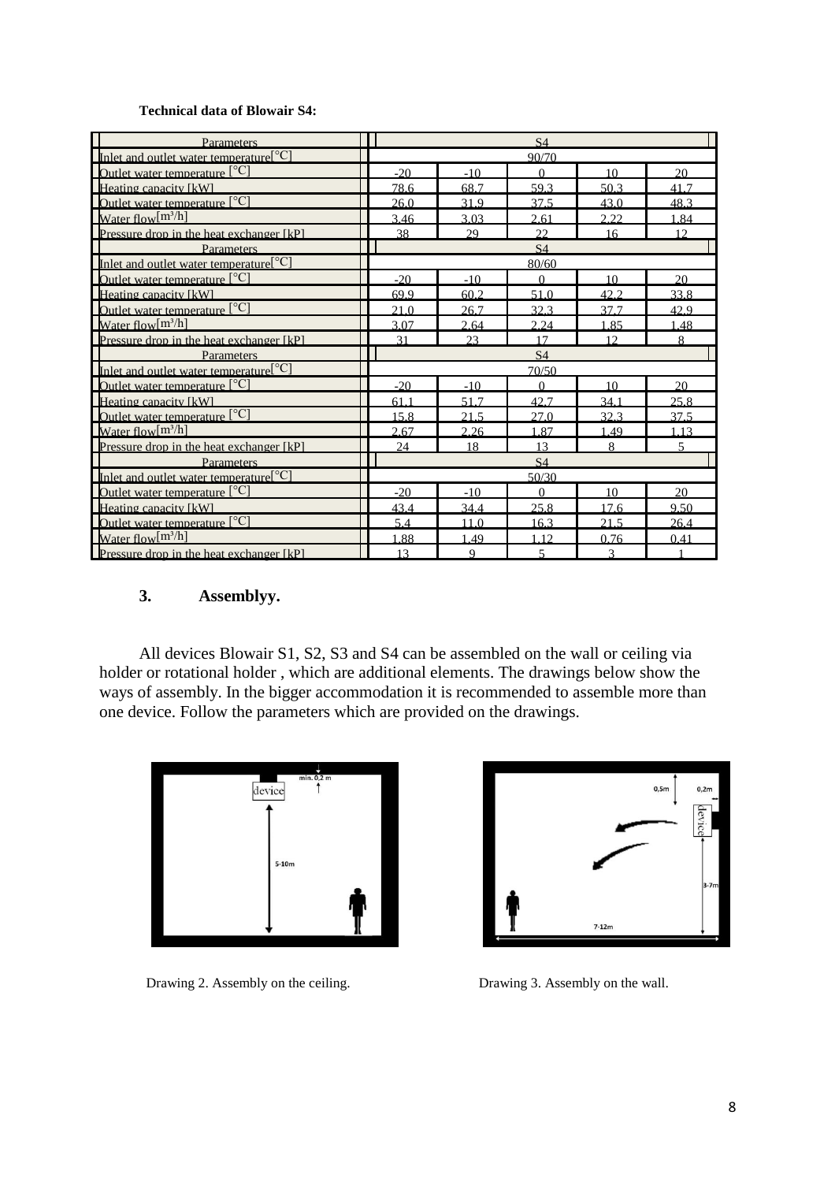**Technical data of Blowair S4:**

| Parameters | S4 | | | | |
|---|---|---|---|---|---|
| Inlet and outlet water temperature[°C] | 90/70 | | | | |
| Outlet water temperature [°C] | -20 | -10 | 0 | 10 | 20 |
| Heating capacity [kW] | 78.6 | 68.7 | 59.3 | 50.3 | 41.7 |
| Outlet water temperature [°C] | 26.0 | 31.9 | 37.5 | 43.0 | 48.3 |
| Water flow[$m^3/h$] | 3.46 | 3.03 | 2.61 | 2.22 | 1.84 |
| Pressure drop in the heat exchanger [kP] | 38 | 29 | 22 | 16 | 12 |
| Parameters | S4 | | | | |
| Inlet and outlet water temperature[°C] | 80/60 | | | | |
| Outlet water temperature [°C] | -20 | -10 | 0 | 10 | 20 |
| Heating capacity [kW] | 69.9 | 60.2 | 51.0 | 42.2 | 33.8 |
| Outlet water temperature [°C] | 21.0 | 26.7 | 32.3 | 37.7 | 42.9 |
| Water flow[$m^3/h$] | 3.07 | 2.64 | 2.24 | 1.85 | 1.48 |
| Pressure drop in the heat exchanger [kP] | 31 | 23 | 17 | 12 | 8 |
| Parameters | S4 | | | | |
| Inlet and outlet water temperature[°C] | 70/50 | | | | |
| Outlet water temperature [°C] | -20 | -10 | 0 | 10 | 20 |
| Heating capacity [kW] | 61.1 | 51.7 | 42.7 | 34.1 | 25.8 |
| Outlet water temperature [°C] | 15.8 | 21.5 | 27.0 | 32.3 | 37.5 |
| Water flow[$m^3/h$] | 2.67 | 2.26 | 1.87 | 1.49 | 1.13 |
| Pressure drop in the heat exchanger [kP] | 24 | 18 | 13 | 8 | 5 |
| Parameters | S4 | | | | |
| Inlet and outlet water temperature[°C] | 50/30 | | | | |
| Outlet water temperature [°C] | -20 | -10 | 0 | 10 | 20 |
| Heating capacity [kW] | 43.4 | 34.4 | 25.8 | 17.6 | 9.50 |
| Outlet water temperature [°C] | 5.4 | 11.0 | 16.3 | 21.5 | 26.4 |
| Water flow[$m^3/h$] | 1.88 | 1.49 | 1.12 | 0.76 | 0.41 |
| Pressure drop in the heat exchanger [kP] | 13 | 9 | 5 | 3 | 1 |

## 3. Assemblyy.

All devices Blowair S1, S2, S3 and S4 can be assembled on the wall or ceiling via holder or rotational holder , which are additional elements. The drawings below show the ways of assembly. In the bigger accommodation it is recommended to assemble more than one device. Follow the parameters which are provided on the drawings.

Drawing 2. Assembly on the ceiling.

Drawing 3. Assembly on the wall.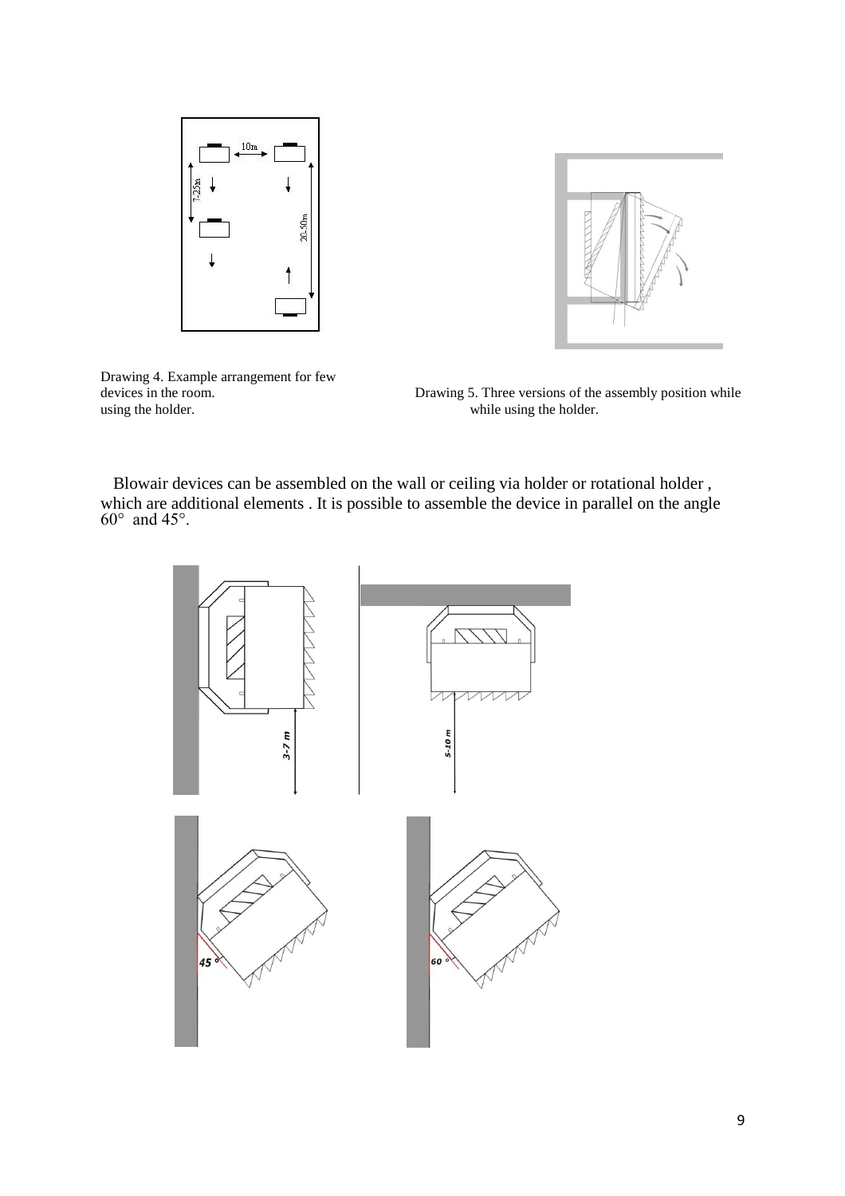Drawing 4. Example arrangement for few devices in the room. using the holder.

Drawing 5. Three versions of the assembly position while while using the holder.

Blowair devices can be assembled on the wall or ceiling via holder or rotational holder , which are additional elements . It is possible to assemble the device in parallel on the angle 60° and 45°.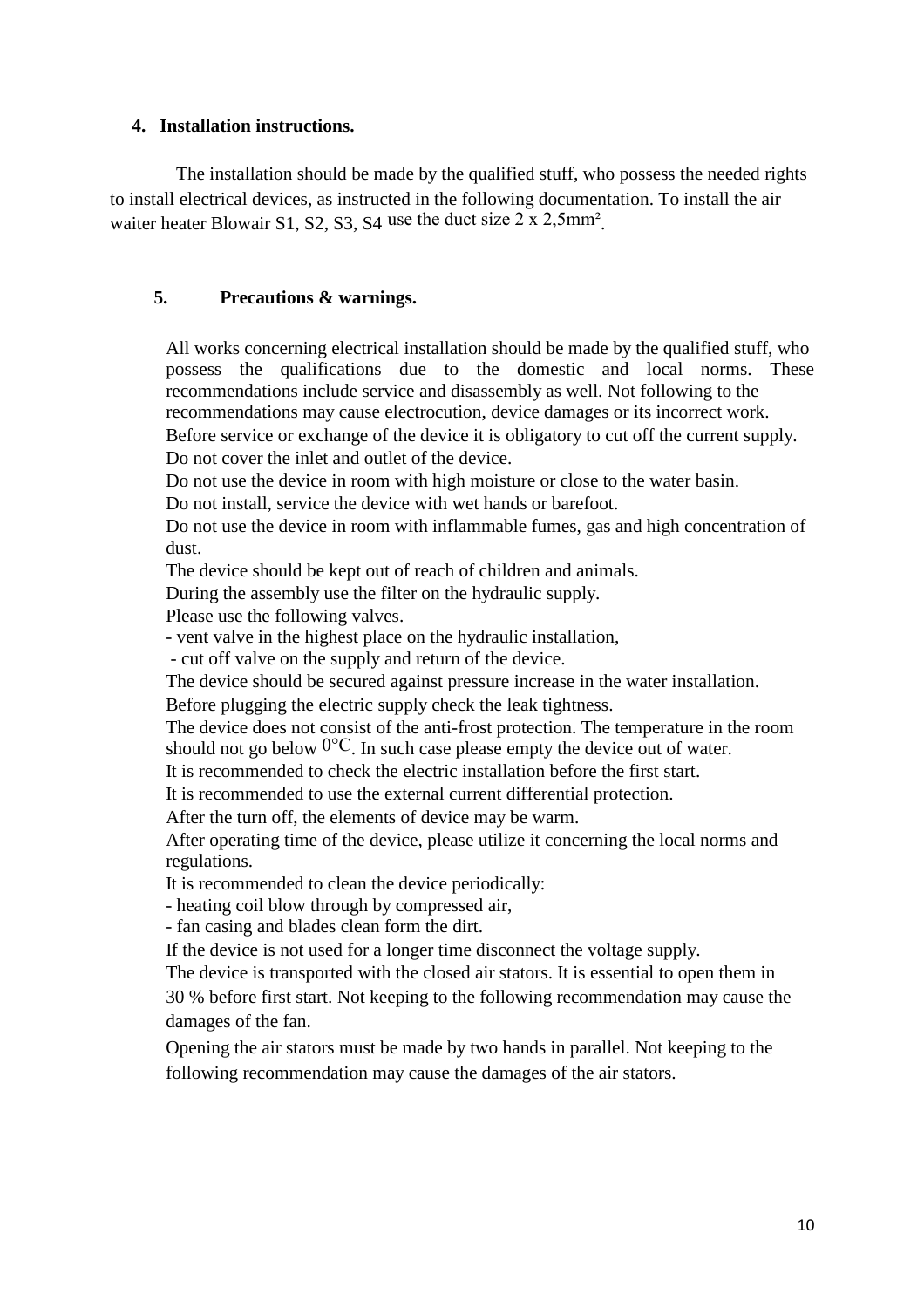## 4. Installation instructions.

The installation should be made by the qualified stuff, who possess the needed rights to install electrical devices, as instructed in the following documentation. To install the air waiter heater Blowair S1, S2, S3, S4 use the duct size 2 x 2,5mm².

## 5. Precautions & warnings.

All works concerning electrical installation should be made by the qualified stuff, who possess the qualifications due to the domestic and local norms. These recommendations include service and disassembly as well. Not following to the recommendations may cause electrocution, device damages or its incorrect work.

Before service or exchange of the device it is obligatory to cut off the current supply.

Do not cover the inlet and outlet of the device.

Do not use the device in room with high moisture or close to the water basin.

Do not install, service the device with wet hands or barefoot.

Do not use the device in room with inflammable fumes, gas and high concentration of dust.

The device should be kept out of reach of children and animals.

During the assembly use the filter on the hydraulic supply.

Please use the following valves.

- vent valve in the highest place on the hydraulic installation,
- cut off valve on the supply and return of the device.

The device should be secured against pressure increase in the water installation.

Before plugging the electric supply check the leak tightness.

The device does not consist of the anti-frost protection. The temperature in the room should not go below 0°C. In such case please empty the device out of water.

It is recommended to check the electric installation before the first start.

It is recommended to use the external current differential protection.

After the turn off, the elements of device may be warm.

After operating time of the device, please utilize it concerning the local norms and regulations.

It is recommended to clean the device periodically:

- heating coil blow through by compressed air,
- fan casing and blades clean form the dirt.

If the device is not used for a longer time disconnect the voltage supply.

The device is transported with the closed air stators. It is essential to open them in 30 % before first start. Not keeping to the following recommendation may cause the damages of the fan.

Opening the air stators must be made by two hands in parallel. Not keeping to the following recommendation may cause the damages of the air stators.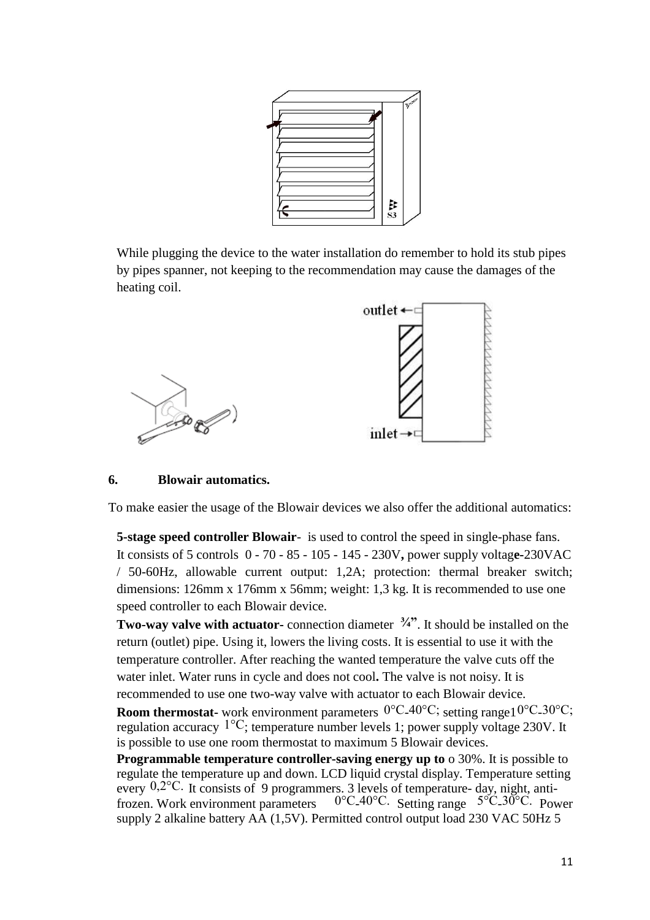While plugging the device to the water installation do remember to hold its stub pipes by pipes spanner, not keeping to the recommendation may cause the damages of the heating coil.

outlet

inlet

## 6. Blowair automatics.

To make easier the usage of the Blowair devices we also offer the additional automatics:

**5-stage speed controller Blowair**- is used to control the speed in single-phase fans. It consists of 5 controls 0 - 70 - 85 - 105 - 145 - 230V**,** power supply voltag**e-**230VAC / 50-60Hz, allowable current output: 1,2A; protection: thermal breaker switch; dimensions: 126mm x 176mm x 56mm; weight: 1,3 kg. It is recommended to use one speed controller to each Blowair device.

**Two-way valve with actuator-** connection diameter **¾"**. It should be installed on the return (outlet) pipe. Using it, lowers the living costs. It is essential to use it with the temperature controller. After reaching the wanted temperature the valve cuts off the water inlet. Water runs in cycle and does not cool**.** The valve is not noisy. It is recommended to use one two-way valve with actuator to each Blowair device.

**Room thermostat-** work environment parameters 0°C-40°C; setting range10°C-30°C; regulation accuracy 1°C; temperature number levels 1; power supply voltage 230V. It is possible to use one room thermostat to maximum 5 Blowair devices.

**Programmable temperature controller-saving energy up to** o 30%. It is possible to regulate the temperature up and down. LCD liquid crystal display. Temperature setting every 0,2°C. It consists of 9 programmers. 3 levels of temperature- day, night, anti-frozen. Work environment parameters 0°C-40°C. Setting range 5°C-30°C. Power supply 2 alkaline battery AA (1,5V). Permitted control output load 230 VAC 50Hz 5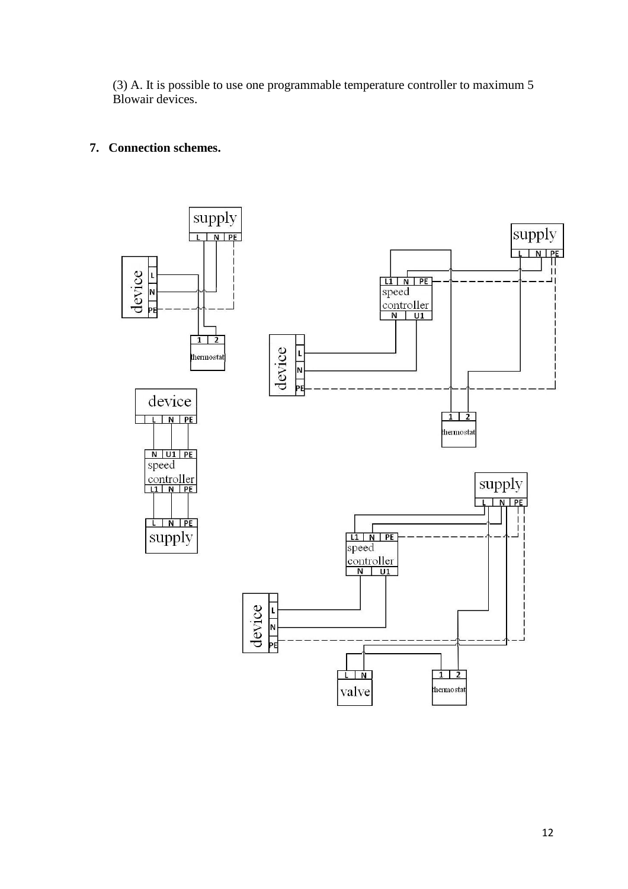(3) A. It is possible to use one programmable temperature controller to maximum 5 Blowair devices.

## 7. Connection schemes.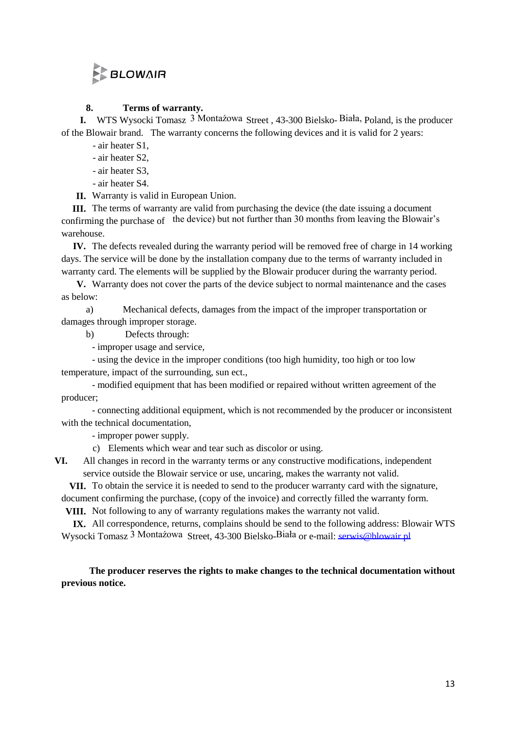## 8. Terms of warranty.

**I.** WTS Wysocki Tomasz 3 Montażowa Street , 43-300 Bielsko- Biała, Poland, is the producer of the Blowair brand. The warranty concerns the following devices and it is valid for 2 years:

- air heater S1,
- air heater S2,
- air heater S3,
- air heater S4.

**II.** Warranty is valid in European Union.

**III.** The terms of warranty are valid from purchasing the device (the date issuing a document confirming the purchase of the device) but not further than 30 months from leaving the Blowair's warehouse.

**IV.** The defects revealed during the warranty period will be removed free of charge in 14 working days. The service will be done by the installation company due to the terms of warranty included in warranty card. The elements will be supplied by the Blowair producer during the warranty period.

**V.** Warranty does not cover the parts of the device subject to normal maintenance and the cases as below:

a) Mechanical defects, damages from the impact of the improper transportation or damages through improper storage.

b) Defects through:

- improper usage and service,
- using the device in the improper conditions (too high humidity, too high or too low temperature, impact of the surrounding, sun ect.,
- modified equipment that has been modified or repaired without written agreement of the producer;
- connecting additional equipment, which is not recommended by the producer or inconsistent with the technical documentation,
- improper power supply.

c) Elements which wear and tear such as discolor or using.

**VI.** All changes in record in the warranty terms or any constructive modifications, independent service outside the Blowair service or use, uncaring, makes the warranty not valid.

**VII.** To obtain the service it is needed to send to the producer warranty card with the signature, document confirming the purchase, (copy of the invoice) and correctly filled the warranty form.

**VIII.** Not following to any of warranty regulations makes the warranty not valid.

**IX.** All correspondence, returns, complains should be send to the following address: Blowair WTS Wysocki Tomasz 3 Montażowa Street, 43-300 Bielsko-Biała or e-mail: serwis@blowair.pl

**The producer reserves the rights to make changes to the technical documentation without previous notice.**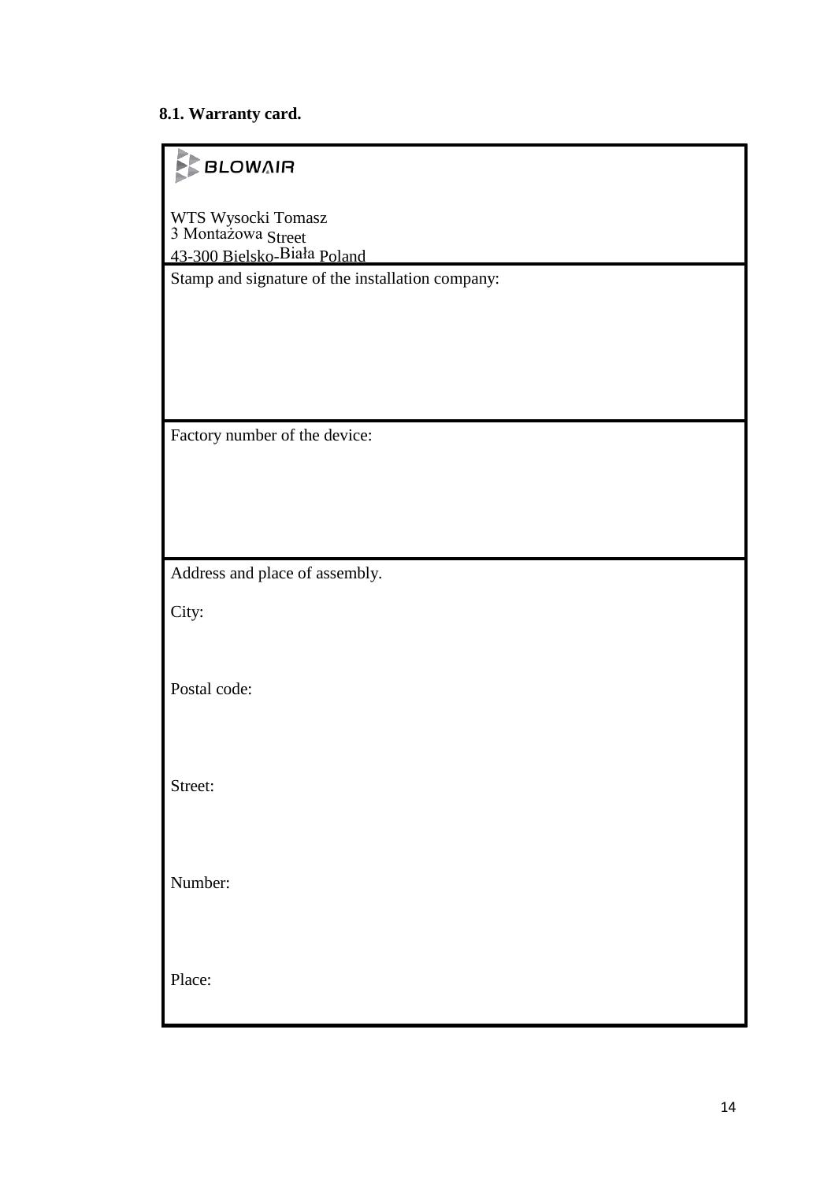### 8.1. Warranty card.

| BLOWAIR<br><br>WTS Wysocki Tomasz<br>3 Montażowa Street<br>43-300 Bielsko-Biała Poland |
|---|
| Stamp and signature of the installation company:<br><br><br><br><br> |
| Factory number of the device:<br><br><br><br> |
| Address and place of assembly.<br><br>City:<br><br><br>Postal code:<br><br><br>Street:<br><br><br>Number:<br><br><br>Place: |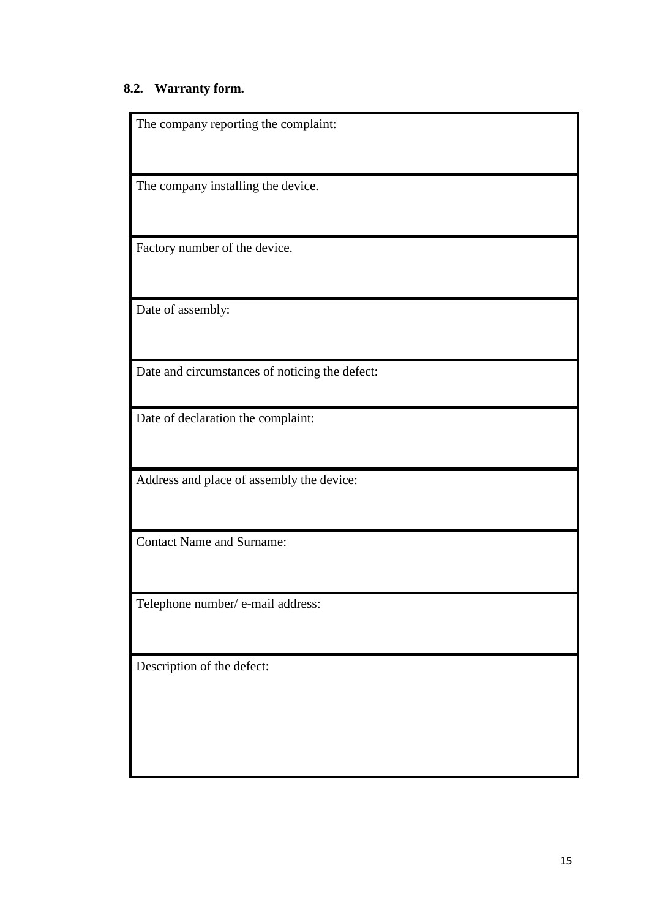### 8.2. Warranty form.

| The company reporting the complaint: |
|---|
| The company installing the device. |
| Factory number of the device. |
| Date of assembly: |
| Date and circumstances of noticing the defect: |
| Date of declaration the complaint: |
| Address and place of assembly the device: |
| Contact Name and Surname: |
| Telephone number/ e-mail address: |
| Description of the defect: |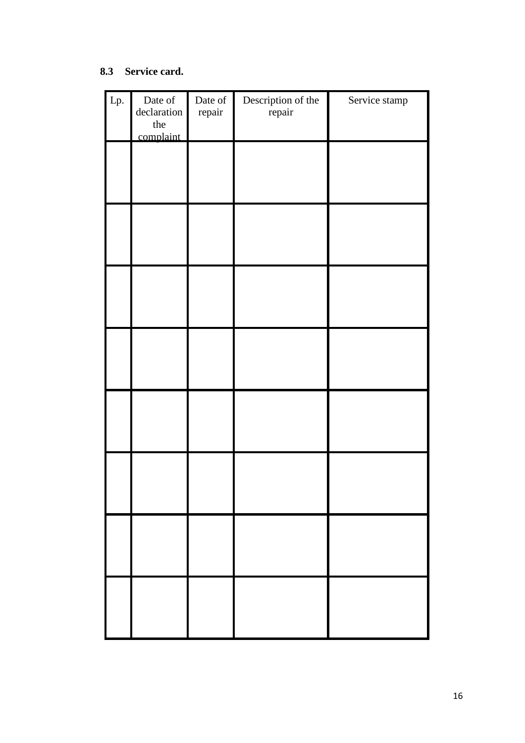### 8.3 Service card.

| Lp. | Date of declaration the complaint | Date of repair | Description of the repair | Service stamp |
|---|---|---|---|---|
| | | | | |
| | | | | |
| | | | | |
| | | | | |
| | | | | |
| | | | | |
| | | | | |
| | | | | |